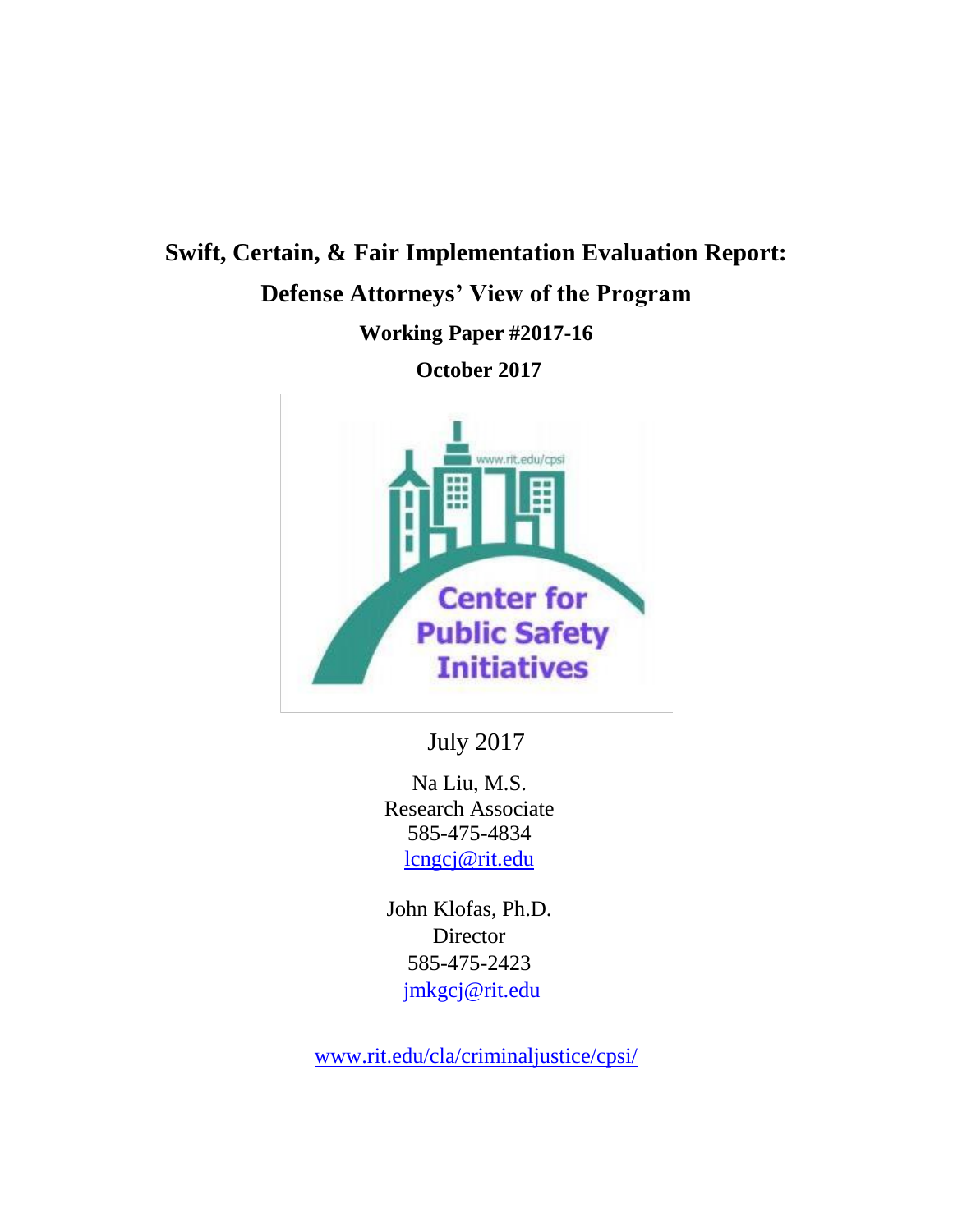# Swift, Certain, & Fair Implementation Evaluation Report:

## Defense Attorneys' View of the Program

**Working Paper #2017-16**

**October 2017**

Center for Public Safety Initiatives

www.rit.edu/cpsi

July 2017

Na Liu, M.S.
Research Associate
585-475-4834
lcngcj@rit.edu

John Klofas, Ph.D.
Director
585-475-2423
jmkgcj@rit.edu

www.rit.edu/cla/criminaljustice/cpsi/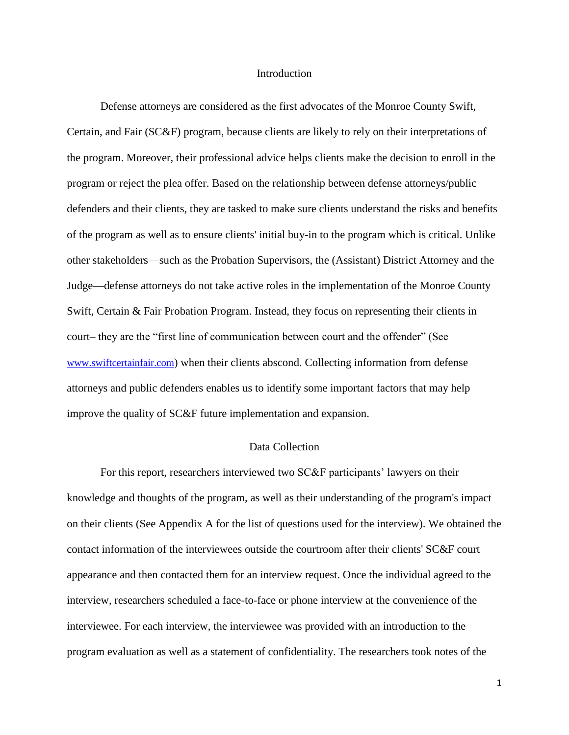## Introduction

Defense attorneys are considered as the first advocates of the Monroe County Swift, Certain, and Fair (SC&F) program, because clients are likely to rely on their interpretations of the program. Moreover, their professional advice helps clients make the decision to enroll in the program or reject the plea offer. Based on the relationship between defense attorneys/public defenders and their clients, they are tasked to make sure clients understand the risks and benefits of the program as well as to ensure clients' initial buy-in to the program which is critical. Unlike other stakeholders—such as the Probation Supervisors, the (Assistant) District Attorney and the Judge—defense attorneys do not take active roles in the implementation of the Monroe County Swift, Certain & Fair Probation Program. Instead, they focus on representing their clients in court– they are the "first line of communication between court and the offender" (See www.swiftcertainfair.com) when their clients abscond. Collecting information from defense attorneys and public defenders enables us to identify some important factors that may help improve the quality of SC&F future implementation and expansion.

## Data Collection

For this report, researchers interviewed two SC&F participants' lawyers on their knowledge and thoughts of the program, as well as their understanding of the program's impact on their clients (See Appendix A for the list of questions used for the interview). We obtained the contact information of the interviewees outside the courtroom after their clients' SC&F court appearance and then contacted them for an interview request. Once the individual agreed to the interview, researchers scheduled a face-to-face or phone interview at the convenience of the interviewee. For each interview, the interviewee was provided with an introduction to the program evaluation as well as a statement of confidentiality. The researchers took notes of the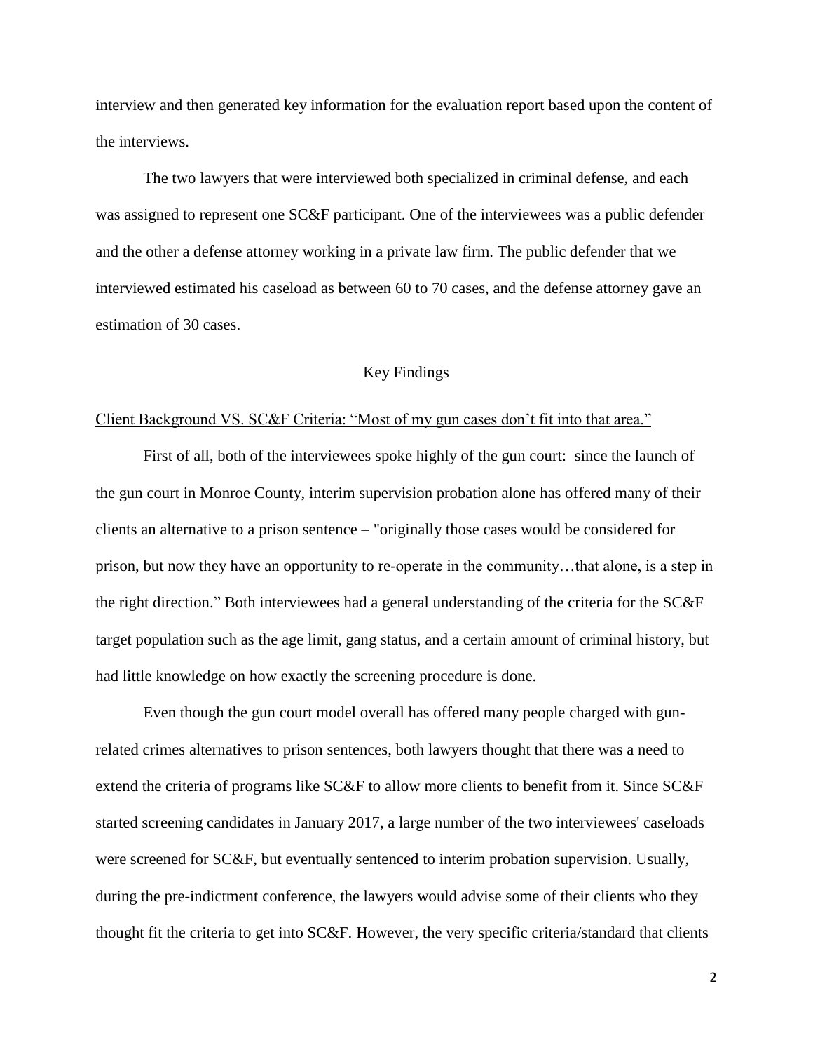interview and then generated key information for the evaluation report based upon the content of the interviews.

The two lawyers that were interviewed both specialized in criminal defense, and each was assigned to represent one SC&F participant. One of the interviewees was a public defender and the other a defense attorney working in a private law firm. The public defender that we interviewed estimated his caseload as between 60 to 70 cases, and the defense attorney gave an estimation of 30 cases.

## Key Findings

<u>Client Background VS. SC&F Criteria: "Most of my gun cases don't fit into that area."</u>

First of all, both of the interviewees spoke highly of the gun court: since the launch of the gun court in Monroe County, interim supervision probation alone has offered many of their clients an alternative to a prison sentence – "originally those cases would be considered for prison, but now they have an opportunity to re-operate in the community…that alone, is a step in the right direction." Both interviewees had a general understanding of the criteria for the SC&F target population such as the age limit, gang status, and a certain amount of criminal history, but had little knowledge on how exactly the screening procedure is done.

Even though the gun court model overall has offered many people charged with gun-related crimes alternatives to prison sentences, both lawyers thought that there was a need to extend the criteria of programs like SC&F to allow more clients to benefit from it. Since SC&F started screening candidates in January 2017, a large number of the two interviewees' caseloads were screened for SC&F, but eventually sentenced to interim probation supervision. Usually, during the pre-indictment conference, the lawyers would advise some of their clients who they thought fit the criteria to get into SC&F. However, the very specific criteria/standard that clients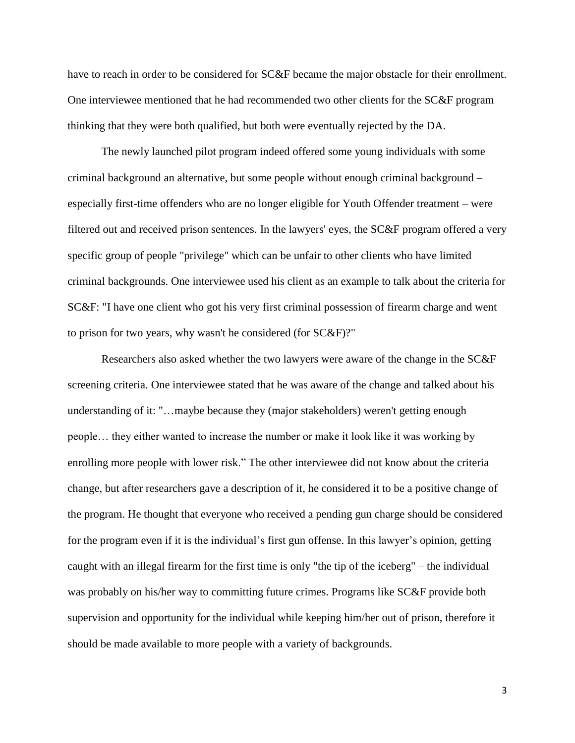have to reach in order to be considered for SC&F became the major obstacle for their enrollment. One interviewee mentioned that he had recommended two other clients for the SC&F program thinking that they were both qualified, but both were eventually rejected by the DA.

The newly launched pilot program indeed offered some young individuals with some criminal background an alternative, but some people without enough criminal background – especially first-time offenders who are no longer eligible for Youth Offender treatment – were filtered out and received prison sentences. In the lawyers' eyes, the SC&F program offered a very specific group of people "privilege" which can be unfair to other clients who have limited criminal backgrounds. One interviewee used his client as an example to talk about the criteria for SC&F: "I have one client who got his very first criminal possession of firearm charge and went to prison for two years, why wasn't he considered (for SC&F)?"

Researchers also asked whether the two lawyers were aware of the change in the SC&F screening criteria. One interviewee stated that he was aware of the change and talked about his understanding of it: "…maybe because they (major stakeholders) weren't getting enough people… they either wanted to increase the number or make it look like it was working by enrolling more people with lower risk." The other interviewee did not know about the criteria change, but after researchers gave a description of it, he considered it to be a positive change of the program. He thought that everyone who received a pending gun charge should be considered for the program even if it is the individual's first gun offense. In this lawyer's opinion, getting caught with an illegal firearm for the first time is only "the tip of the iceberg" – the individual was probably on his/her way to committing future crimes. Programs like SC&F provide both supervision and opportunity for the individual while keeping him/her out of prison, therefore it should be made available to more people with a variety of backgrounds.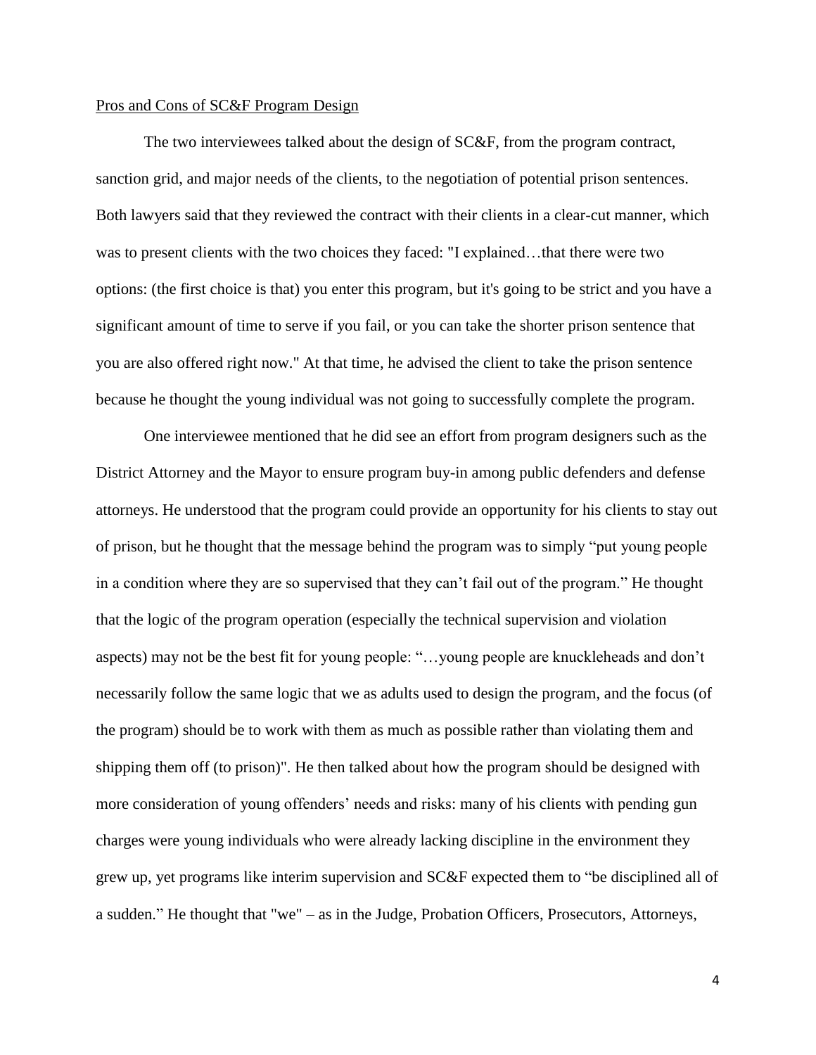## Pros and Cons of SC&F Program Design

The two interviewees talked about the design of SC&F, from the program contract, sanction grid, and major needs of the clients, to the negotiation of potential prison sentences. Both lawyers said that they reviewed the contract with their clients in a clear-cut manner, which was to present clients with the two choices they faced: "I explained…that there were two options: (the first choice is that) you enter this program, but it's going to be strict and you have a significant amount of time to serve if you fail, or you can take the shorter prison sentence that you are also offered right now." At that time, he advised the client to take the prison sentence because he thought the young individual was not going to successfully complete the program.

One interviewee mentioned that he did see an effort from program designers such as the District Attorney and the Mayor to ensure program buy-in among public defenders and defense attorneys. He understood that the program could provide an opportunity for his clients to stay out of prison, but he thought that the message behind the program was to simply "put young people in a condition where they are so supervised that they can't fail out of the program." He thought that the logic of the program operation (especially the technical supervision and violation aspects) may not be the best fit for young people: "…young people are knuckleheads and don't necessarily follow the same logic that we as adults used to design the program, and the focus (of the program) should be to work with them as much as possible rather than violating them and shipping them off (to prison)". He then talked about how the program should be designed with more consideration of young offenders' needs and risks: many of his clients with pending gun charges were young individuals who were already lacking discipline in the environment they grew up, yet programs like interim supervision and SC&F expected them to "be disciplined all of a sudden." He thought that "we" – as in the Judge, Probation Officers, Prosecutors, Attorneys,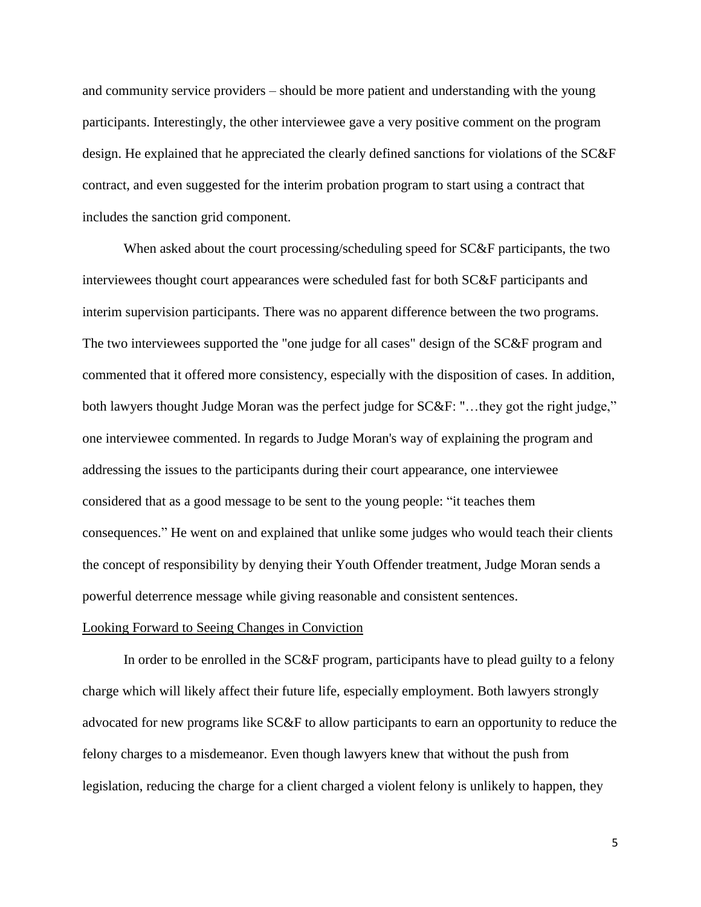and community service providers – should be more patient and understanding with the young participants. Interestingly, the other interviewee gave a very positive comment on the program design. He explained that he appreciated the clearly defined sanctions for violations of the SC&F contract, and even suggested for the interim probation program to start using a contract that includes the sanction grid component.

When asked about the court processing/scheduling speed for SC&F participants, the two interviewees thought court appearances were scheduled fast for both SC&F participants and interim supervision participants. There was no apparent difference between the two programs. The two interviewees supported the "one judge for all cases" design of the SC&F program and commented that it offered more consistency, especially with the disposition of cases. In addition, both lawyers thought Judge Moran was the perfect judge for SC&F: "…they got the right judge," one interviewee commented. In regards to Judge Moran's way of explaining the program and addressing the issues to the participants during their court appearance, one interviewee considered that as a good message to be sent to the young people: "it teaches them consequences." He went on and explained that unlike some judges who would teach their clients the concept of responsibility by denying their Youth Offender treatment, Judge Moran sends a powerful deterrence message while giving reasonable and consistent sentences.

Looking Forward to Seeing Changes in Conviction

In order to be enrolled in the SC&F program, participants have to plead guilty to a felony charge which will likely affect their future life, especially employment. Both lawyers strongly advocated for new programs like SC&F to allow participants to earn an opportunity to reduce the felony charges to a misdemeanor. Even though lawyers knew that without the push from legislation, reducing the charge for a client charged a violent felony is unlikely to happen, they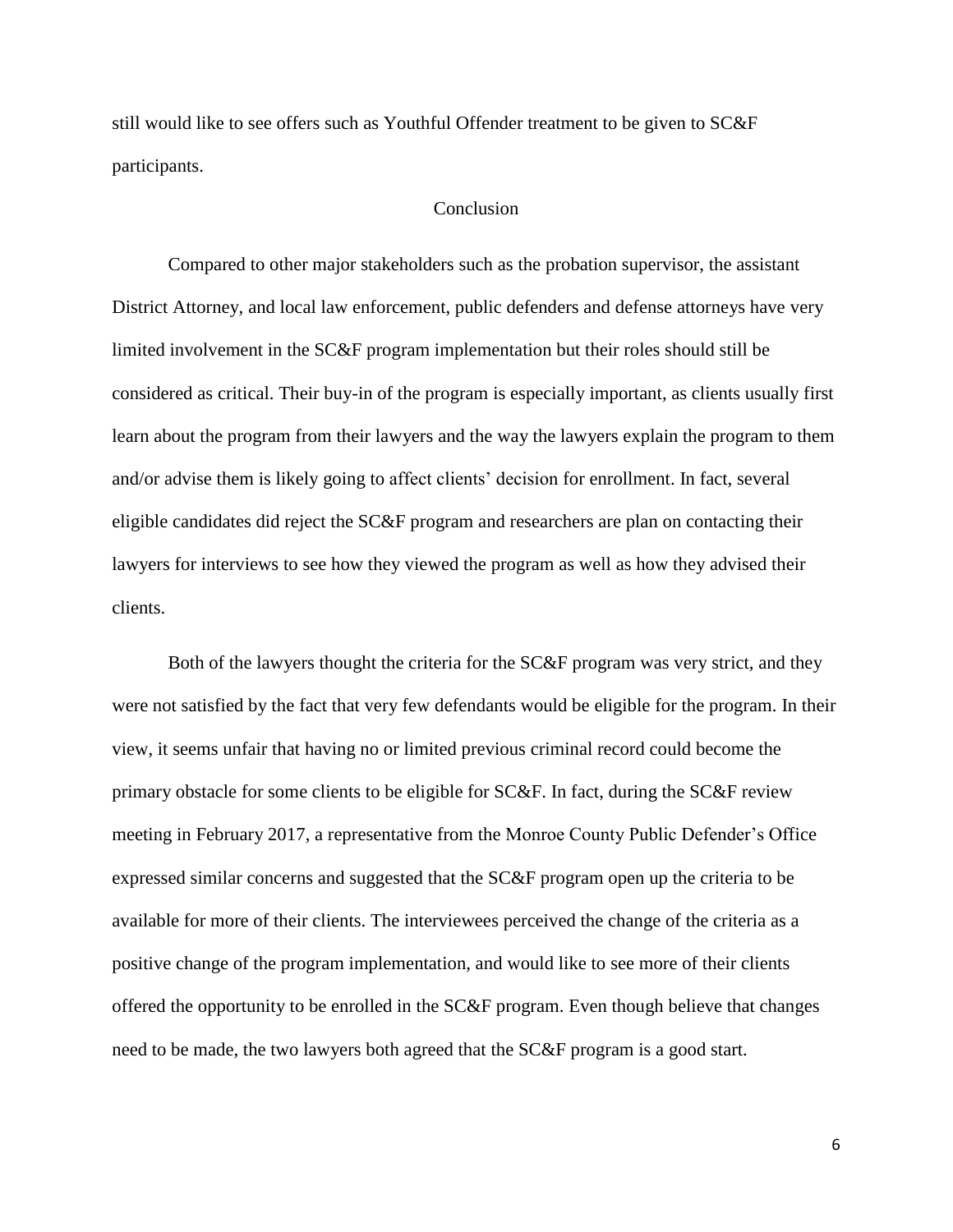still would like to see offers such as Youthful Offender treatment to be given to SC&F participants.

## Conclusion

Compared to other major stakeholders such as the probation supervisor, the assistant District Attorney, and local law enforcement, public defenders and defense attorneys have very limited involvement in the SC&F program implementation but their roles should still be considered as critical. Their buy-in of the program is especially important, as clients usually first learn about the program from their lawyers and the way the lawyers explain the program to them and/or advise them is likely going to affect clients' decision for enrollment. In fact, several eligible candidates did reject the SC&F program and researchers are plan on contacting their lawyers for interviews to see how they viewed the program as well as how they advised their clients.

Both of the lawyers thought the criteria for the SC&F program was very strict, and they were not satisfied by the fact that very few defendants would be eligible for the program. In their view, it seems unfair that having no or limited previous criminal record could become the primary obstacle for some clients to be eligible for SC&F. In fact, during the SC&F review meeting in February 2017, a representative from the Monroe County Public Defender's Office expressed similar concerns and suggested that the SC&F program open up the criteria to be available for more of their clients. The interviewees perceived the change of the criteria as a positive change of the program implementation, and would like to see more of their clients offered the opportunity to be enrolled in the SC&F program. Even though believe that changes need to be made, the two lawyers both agreed that the SC&F program is a good start.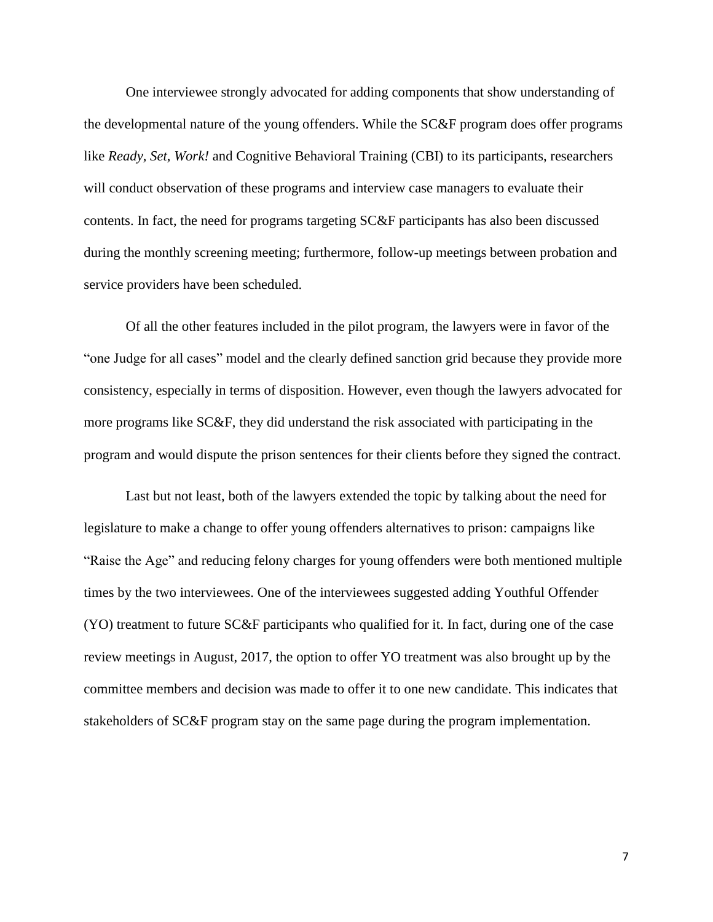One interviewee strongly advocated for adding components that show understanding of the developmental nature of the young offenders. While the SC&F program does offer programs like *Ready, Set, Work!* and Cognitive Behavioral Training (CBI) to its participants, researchers will conduct observation of these programs and interview case managers to evaluate their contents. In fact, the need for programs targeting SC&F participants has also been discussed during the monthly screening meeting; furthermore, follow-up meetings between probation and service providers have been scheduled.

Of all the other features included in the pilot program, the lawyers were in favor of the "one Judge for all cases" model and the clearly defined sanction grid because they provide more consistency, especially in terms of disposition. However, even though the lawyers advocated for more programs like SC&F, they did understand the risk associated with participating in the program and would dispute the prison sentences for their clients before they signed the contract.

Last but not least, both of the lawyers extended the topic by talking about the need for legislature to make a change to offer young offenders alternatives to prison: campaigns like "Raise the Age" and reducing felony charges for young offenders were both mentioned multiple times by the two interviewees. One of the interviewees suggested adding Youthful Offender (YO) treatment to future SC&F participants who qualified for it. In fact, during one of the case review meetings in August, 2017, the option to offer YO treatment was also brought up by the committee members and decision was made to offer it to one new candidate. This indicates that stakeholders of SC&F program stay on the same page during the program implementation.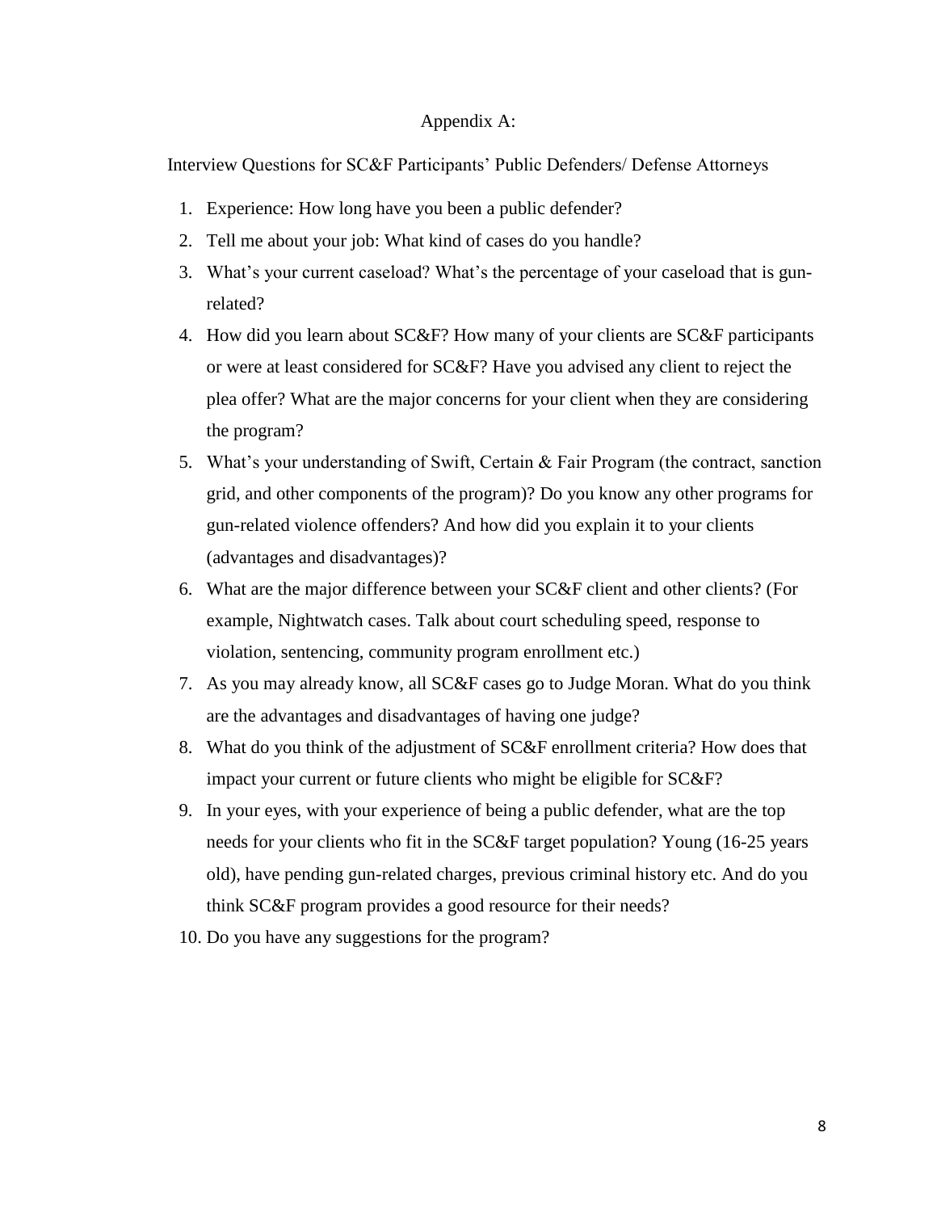## Appendix A:

Interview Questions for SC&F Participants' Public Defenders/ Defense Attorneys

1. Experience: How long have you been a public defender?
2. Tell me about your job: What kind of cases do you handle?
3. What's your current caseload? What's the percentage of your caseload that is gun-related?
4. How did you learn about SC&F? How many of your clients are SC&F participants or were at least considered for SC&F? Have you advised any client to reject the plea offer? What are the major concerns for your client when they are considering the program?
5. What's your understanding of Swift, Certain & Fair Program (the contract, sanction grid, and other components of the program)? Do you know any other programs for gun-related violence offenders? And how did you explain it to your clients (advantages and disadvantages)?
6. What are the major difference between your SC&F client and other clients? (For example, Nightwatch cases. Talk about court scheduling speed, response to violation, sentencing, community program enrollment etc.)
7. As you may already know, all SC&F cases go to Judge Moran. What do you think are the advantages and disadvantages of having one judge?
8. What do you think of the adjustment of SC&F enrollment criteria? How does that impact your current or future clients who might be eligible for SC&F?
9. In your eyes, with your experience of being a public defender, what are the top needs for your clients who fit in the SC&F target population? Young (16-25 years old), have pending gun-related charges, previous criminal history etc. And do you think SC&F program provides a good resource for their needs?
10. Do you have any suggestions for the program?